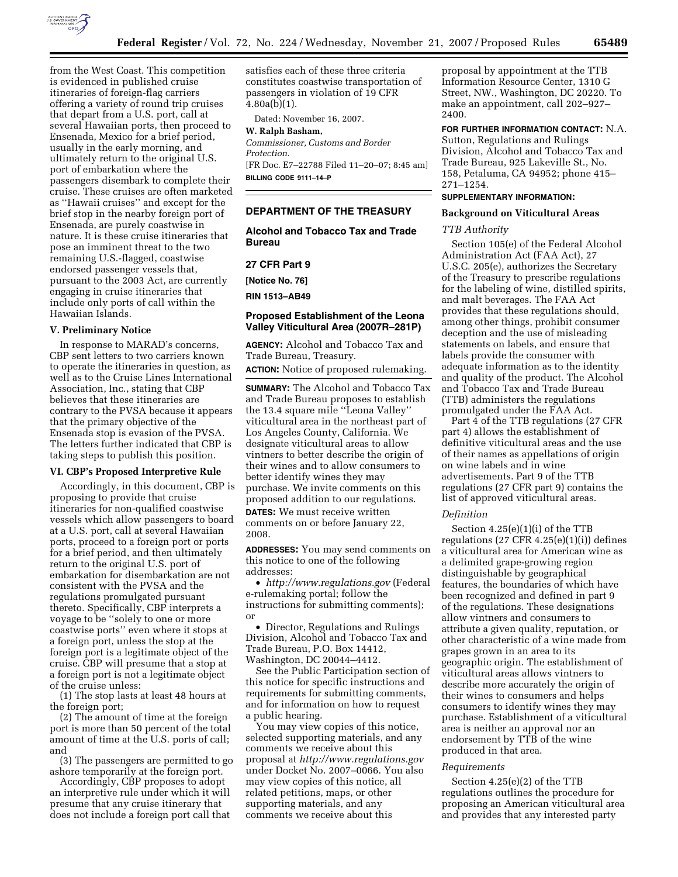from the West Coast. This competition is evidenced in published cruise itineraries of foreign-flag carriers offering a variety of round trip cruises that depart from a U.S. port, call at several Hawaiian ports, then proceed to Ensenada, Mexico for a brief period, usually in the early morning, and ultimately return to the original U.S. port of embarkation where the passengers disembark to complete their cruise. These cruises are often marketed as ''Hawaii cruises'' and except for the brief stop in the nearby foreign port of Ensenada, are purely coastwise in nature. It is these cruise itineraries that pose an imminent threat to the two remaining U.S.-flagged, coastwise endorsed passenger vessels that, pursuant to the 2003 Act, are currently engaging in cruise itineraries that include only ports of call within the Hawaiian Islands.

### V. Preliminary Notice

In response to MARAD's concerns, CBP sent letters to two carriers known to operate the itineraries in question, as well as to the Cruise Lines International Association, Inc., stating that CBP believes that these itineraries are contrary to the PVSA because it appears that the primary objective of the Ensenada stop is evasion of the PVSA. The letters further indicated that CBP is taking steps to publish this position.

### VI. CBP's Proposed Interpretive Rule

Accordingly, in this document, CBP is proposing to provide that cruise itineraries for non-qualified coastwise vessels which allow passengers to board at a U.S. port, call at several Hawaiian ports, proceed to a foreign port or ports for a brief period, and then ultimately return to the original U.S. port of embarkation for disembarkation are not consistent with the PVSA and the regulations promulgated pursuant thereto. Specifically, CBP interprets a voyage to be ''solely to one or more coastwise ports'' even where it stops at a foreign port, unless the stop at the foreign port is a legitimate object of the cruise. CBP will presume that a stop at a foreign port is not a legitimate object of the cruise unless:

(1) The stop lasts at least 48 hours at the foreign port;

(2) The amount of time at the foreign port is more than 50 percent of the total amount of time at the U.S. ports of call; and

(3) The passengers are permitted to go ashore temporarily at the foreign port.

Accordingly, CBP proposes to adopt an interpretive rule under which it will presume that any cruise itinerary that does not include a foreign port call that satisfies each of these three criteria constitutes coastwise transportation of passengers in violation of 19 CFR 4.80a(b)(1).

Dated: November 16, 2007.

**W. Ralph Basham,**
*Commissioner, Customs and Border Protection.*

[FR Doc. E7–22788 Filed 11–20–07; 8:45 am]

**BILLING CODE 9111–14–P**

---

## DEPARTMENT OF THE TREASURY

## Alcohol and Tobacco Tax and Trade Bureau

## 27 CFR Part 9

**[Notice No. 76]**

**RIN 1513–AB49**

## Proposed Establishment of the Leona Valley Viticultural Area (2007R–281P)

**AGENCY:** Alcohol and Tobacco Tax and Trade Bureau, Treasury.

**ACTION:** Notice of proposed rulemaking.

**SUMMARY:** The Alcohol and Tobacco Tax and Trade Bureau proposes to establish the 13.4 square mile ''Leona Valley'' viticultural area in the northeast part of Los Angeles County, California. We designate viticultural areas to allow vintners to better describe the origin of their wines and to allow consumers to better identify wines they may purchase. We invite comments on this proposed addition to our regulations.

**DATES:** We must receive written comments on or before January 22, 2008.

**ADDRESSES:** You may send comments on this notice to one of the following addresses:

- *http://www.regulations.gov* (Federal e-rulemaking portal; follow the instructions for submitting comments); or
- Director, Regulations and Rulings Division, Alcohol and Tobacco Tax and Trade Bureau, P.O. Box 14412, Washington, DC 20044–4412.

See the Public Participation section of this notice for specific instructions and requirements for submitting comments, and for information on how to request a public hearing.

You may view copies of this notice, selected supporting materials, and any comments we receive about this proposal at *http://www.regulations.gov* under Docket No. 2007–0066. You also may view copies of this notice, all related petitions, maps, or other supporting materials, and any comments we receive about this proposal by appointment at the TTB Information Resource Center, 1310 G Street, NW., Washington, DC 20220. To make an appointment, call 202–927–2400.

**FOR FURTHER INFORMATION CONTACT:** N.A. Sutton, Regulations and Rulings Division, Alcohol and Tobacco Tax and Trade Bureau, 925 Lakeville St., No. 158, Petaluma, CA 94952; phone 415–271–1254.

**SUPPLEMENTARY INFORMATION:**

### Background on Viticultural Areas

#### *TTB Authority*

Section 105(e) of the Federal Alcohol Administration Act (FAA Act), 27 U.S.C. 205(e), authorizes the Secretary of the Treasury to prescribe regulations for the labeling of wine, distilled spirits, and malt beverages. The FAA Act provides that these regulations should, among other things, prohibit consumer deception and the use of misleading statements on labels, and ensure that labels provide the consumer with adequate information as to the identity and quality of the product. The Alcohol and Tobacco Tax and Trade Bureau (TTB) administers the regulations promulgated under the FAA Act.

Part 4 of the TTB regulations (27 CFR part 4) allows the establishment of definitive viticultural areas and the use of their names as appellations of origin on wine labels and in wine advertisements. Part 9 of the TTB regulations (27 CFR part 9) contains the list of approved viticultural areas.

#### *Definition*

Section 4.25(e)(1)(i) of the TTB regulations (27 CFR 4.25(e)(1)(i)) defines a viticultural area for American wine as a delimited grape-growing region distinguishable by geographical features, the boundaries of which have been recognized and defined in part 9 of the regulations. These designations allow vintners and consumers to attribute a given quality, reputation, or other characteristic of a wine made from grapes grown in an area to its geographic origin. The establishment of viticultural areas allows vintners to describe more accurately the origin of their wines to consumers and helps consumers to identify wines they may purchase. Establishment of a viticultural area is neither an approval nor an endorsement by TTB of the wine produced in that area.

#### *Requirements*

Section 4.25(e)(2) of the TTB regulations outlines the procedure for proposing an American viticultural area and provides that any interested party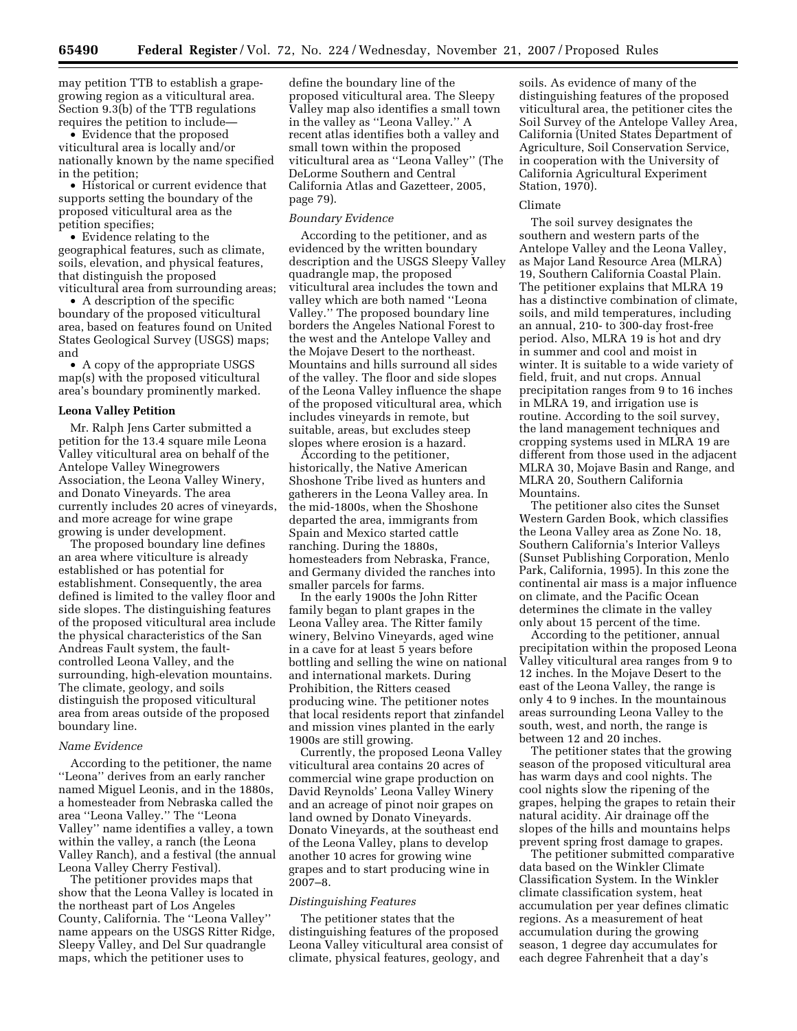may petition TTB to establish a grape-growing region as a viticultural area. Section 9.3(b) of the TTB regulations requires the petition to include—

- Evidence that the proposed viticultural area is locally and/or nationally known by the name specified in the petition;
- Historical or current evidence that supports setting the boundary of the proposed viticultural area as the petition specifies;
- Evidence relating to the geographical features, such as climate, soils, elevation, and physical features, that distinguish the proposed viticultural area from surrounding areas;
- A description of the specific boundary of the proposed viticultural area, based on features found on United States Geological Survey (USGS) maps; and
- A copy of the appropriate USGS map(s) with the proposed viticultural area's boundary prominently marked.

**Leona Valley Petition**

Mr. Ralph Jens Carter submitted a petition for the 13.4 square mile Leona Valley viticultural area on behalf of the Antelope Valley Winegrowers Association, the Leona Valley Winery, and Donato Vineyards. The area currently includes 20 acres of vineyards, and more acreage for wine grape growing is under development.

The proposed boundary line defines an area where viticulture is already established or has potential for establishment. Consequently, the area defined is limited to the valley floor and side slopes. The distinguishing features of the proposed viticultural area include the physical characteristics of the San Andreas Fault system, the fault-controlled Leona Valley, and the surrounding, high-elevation mountains. The climate, geology, and soils distinguish the proposed viticultural area from areas outside of the proposed boundary line.

*Name Evidence*

According to the petitioner, the name ''Leona'' derives from an early rancher named Miguel Leonis, and in the 1880s, a homesteader from Nebraska called the area ''Leona Valley.'' The ''Leona Valley'' name identifies a valley, a town within the valley, a ranch (the Leona Valley Ranch), and a festival (the annual Leona Valley Cherry Festival).

The petitioner provides maps that show that the Leona Valley is located in the northeast part of Los Angeles County, California. The ''Leona Valley'' name appears on the USGS Ritter Ridge, Sleepy Valley, and Del Sur quadrangle maps, which the petitioner uses to define the boundary line of the proposed viticultural area. The Sleepy Valley map also identifies a small town in the valley as ''Leona Valley.'' A recent atlas identifies both a valley and small town within the proposed viticultural area as ''Leona Valley'' (The DeLorme Southern and Central California Atlas and Gazetteer, 2005, page 79).

*Boundary Evidence*

According to the petitioner, and as evidenced by the written boundary description and the USGS Sleepy Valley quadrangle map, the proposed viticultural area includes the town and valley which are both named ''Leona Valley.'' The proposed boundary line borders the Angeles National Forest to the west and the Antelope Valley and the Mojave Desert to the northeast. Mountains and hills surround all sides of the valley. The floor and side slopes of the Leona Valley influence the shape of the proposed viticultural area, which includes vineyards in remote, but suitable, areas, but excludes steep slopes where erosion is a hazard.

According to the petitioner, historically, the Native American Shoshone Tribe lived as hunters and gatherers in the Leona Valley area. In the mid-1800s, when the Shoshone departed the area, immigrants from Spain and Mexico started cattle ranching. During the 1880s, homesteaders from Nebraska, France, and Germany divided the ranches into smaller parcels for farms.

In the early 1900s the John Ritter family began to plant grapes in the Leona Valley area. The Ritter family winery, Belvino Vineyards, aged wine in a cave for at least 5 years before bottling and selling the wine on national and international markets. During Prohibition, the Ritters ceased producing wine. The petitioner notes that local residents report that zinfandel and mission vines planted in the early 1900s are still growing.

Currently, the proposed Leona Valley viticultural area contains 20 acres of commercial wine grape production on David Reynolds' Leona Valley Winery and an acreage of pinot noir grapes on land owned by Donato Vineyards. Donato Vineyards, at the southeast end of the Leona Valley, plans to develop another 10 acres for growing wine grapes and to start producing wine in 2007–8.

*Distinguishing Features*

The petitioner states that the distinguishing features of the proposed Leona Valley viticultural area consist of climate, physical features, geology, and soils. As evidence of many of the distinguishing features of the proposed viticultural area, the petitioner cites the Soil Survey of the Antelope Valley Area, California (United States Department of Agriculture, Soil Conservation Service, in cooperation with the University of California Agricultural Experiment Station, 1970).

Climate

The soil survey designates the southern and western parts of the Antelope Valley and the Leona Valley, as Major Land Resource Area (MLRA) 19, Southern California Coastal Plain. The petitioner explains that MLRA 19 has a distinctive combination of climate, soils, and mild temperatures, including an annual, 210- to 300-day frost-free period. Also, MLRA 19 is hot and dry in summer and cool and moist in winter. It is suitable to a wide variety of field, fruit, and nut crops. Annual precipitation ranges from 9 to 16 inches in MLRA 19, and irrigation use is routine. According to the soil survey, the land management techniques and cropping systems used in MLRA 19 are different from those used in the adjacent MLRA 30, Mojave Basin and Range, and MLRA 20, Southern California Mountains.

The petitioner also cites the Sunset Western Garden Book, which classifies the Leona Valley area as Zone No. 18, Southern California's Interior Valleys (Sunset Publishing Corporation, Menlo Park, California, 1995). In this zone the continental air mass is a major influence on climate, and the Pacific Ocean determines the climate in the valley only about 15 percent of the time.

According to the petitioner, annual precipitation within the proposed Leona Valley viticultural area ranges from 9 to 12 inches. In the Mojave Desert to the east of the Leona Valley, the range is only 4 to 9 inches. In the mountainous areas surrounding Leona Valley to the south, west, and north, the range is between 12 and 20 inches.

The petitioner states that the growing season of the proposed viticultural area has warm days and cool nights. The cool nights slow the ripening of the grapes, helping the grapes to retain their natural acidity. Air drainage off the slopes of the hills and mountains helps prevent spring frost damage to grapes.

The petitioner submitted comparative data based on the Winkler Climate Classification System. In the Winkler climate classification system, heat accumulation per year defines climatic regions. As a measurement of heat accumulation during the growing season, 1 degree day accumulates for each degree Fahrenheit that a day's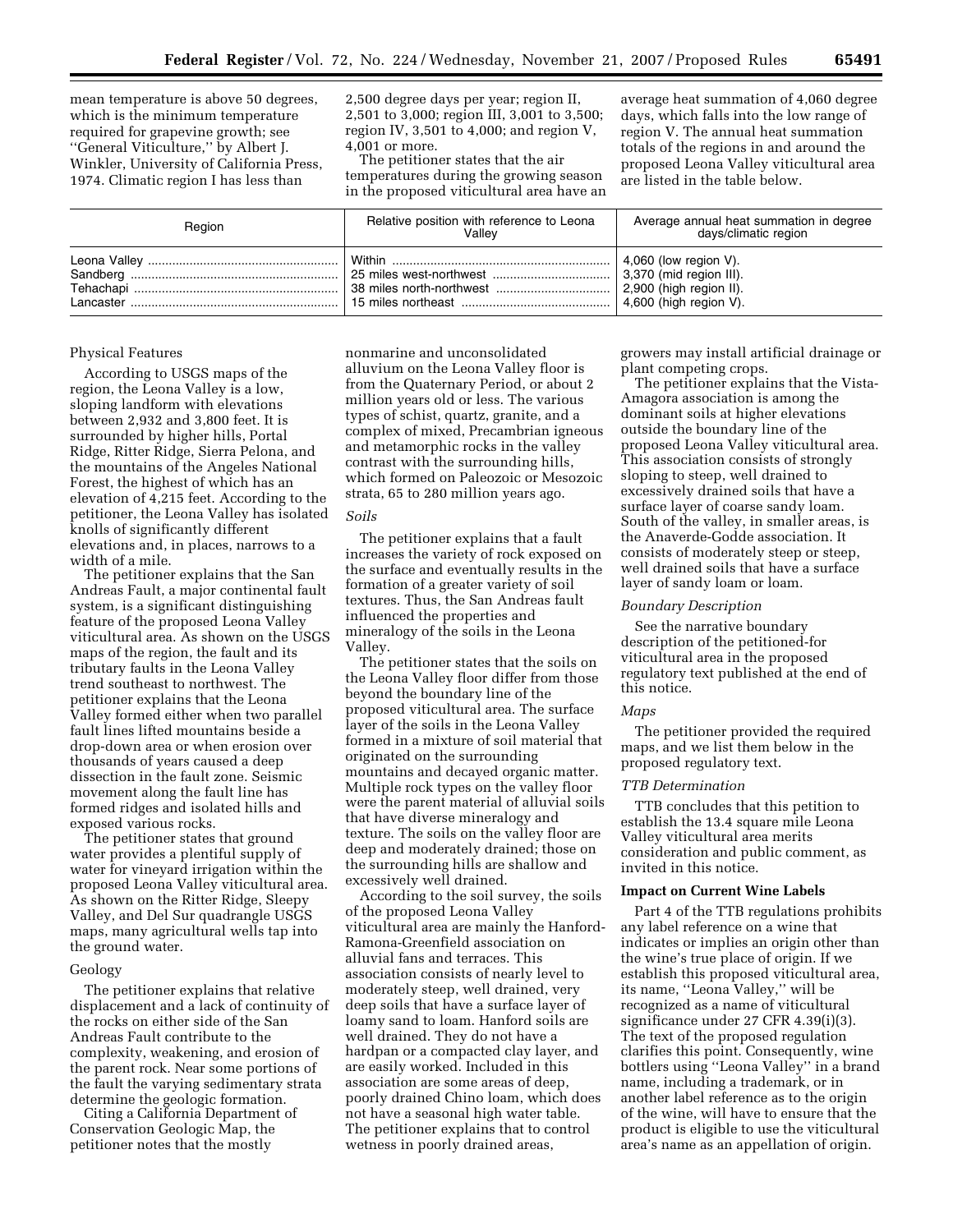mean temperature is above 50 degrees, which is the minimum temperature required for grapevine growth; see ''General Viticulture,'' by Albert J. Winkler, University of California Press, 1974. Climatic region I has less than 2,500 degree days per year; region II, 2,501 to 3,000; region III, 3,001 to 3,500; region IV, 3,501 to 4,000; and region V, 4,001 or more.

The petitioner states that the air temperatures during the growing season in the proposed viticultural area have an average heat summation of 4,060 degree days, which falls into the low range of region V. The annual heat summation totals of the regions in and around the proposed Leona Valley viticultural area are listed in the table below.

| Region | Relative position with reference to Leona Valley | Average annual heat summation in degree days/climatic region |
|---|---|---|
| Leona Valley | Within | 4,060 (low region V). |
| Sandberg | 25 miles west-northwest | 3,370 (mid region III). |
| Tehachapi | 38 miles north-northwest | 2,900 (high region II). |
| Lancaster | 15 miles northeast | 4,600 (high region V). |

Physical Features

According to USGS maps of the region, the Leona Valley is a low, sloping landform with elevations between 2,932 and 3,800 feet. It is surrounded by higher hills, Portal Ridge, Ritter Ridge, Sierra Pelona, and the mountains of the Angeles National Forest, the highest of which has an elevation of 4,215 feet. According to the petitioner, the Leona Valley has isolated knolls of significantly different elevations and, in places, narrows to a width of a mile.

The petitioner explains that the San Andreas Fault, a major continental fault system, is a significant distinguishing feature of the proposed Leona Valley viticultural area. As shown on the USGS maps of the region, the fault and its tributary faults in the Leona Valley trend southeast to northwest. The petitioner explains that the Leona Valley formed either when two parallel fault lines lifted mountains beside a drop-down area or when erosion over thousands of years caused a deep dissection in the fault zone. Seismic movement along the fault line has formed ridges and isolated hills and exposed various rocks.

The petitioner states that ground water provides a plentiful supply of water for vineyard irrigation within the proposed Leona Valley viticultural area. As shown on the Ritter Ridge, Sleepy Valley, and Del Sur quadrangle USGS maps, many agricultural wells tap into the ground water.

Geology

The petitioner explains that relative displacement and a lack of continuity of the rocks on either side of the San Andreas Fault contribute to the complexity, weakening, and erosion of the parent rock. Near some portions of the fault the varying sedimentary strata determine the geologic formation.

Citing a California Department of Conservation Geologic Map, the petitioner notes that the mostly nonmarine and unconsolidated alluvium on the Leona Valley floor is from the Quaternary Period, or about 2 million years old or less. The various types of schist, quartz, granite, and a complex of mixed, Precambrian igneous and metamorphic rocks in the valley contrast with the surrounding hills, which formed on Paleozoic or Mesozoic strata, 65 to 280 million years ago.

*Soils*

The petitioner explains that a fault increases the variety of rock exposed on the surface and eventually results in the formation of a greater variety of soil textures. Thus, the San Andreas fault influenced the properties and mineralogy of the soils in the Leona Valley.

The petitioner states that the soils on the Leona Valley floor differ from those beyond the boundary line of the proposed viticultural area. The surface layer of the soils in the Leona Valley formed in a mixture of soil material that originated on the surrounding mountains and decayed organic matter. Multiple rock types on the valley floor were the parent material of alluvial soils that have diverse mineralogy and texture. The soils on the valley floor are deep and moderately drained; those on the surrounding hills are shallow and excessively well drained.

According to the soil survey, the soils of the proposed Leona Valley viticultural area are mainly the Hanford-Ramona-Greenfield association on alluvial fans and terraces. This association consists of nearly level to moderately steep, well drained, very deep soils that have a surface layer of loamy sand to loam. Hanford soils are well drained. They do not have a hardpan or a compacted clay layer, and are easily worked. Included in this association are some areas of deep, poorly drained Chino loam, which does not have a seasonal high water table. The petitioner explains that to control wetness in poorly drained areas, growers may install artificial drainage or plant competing crops.

The petitioner explains that the Vista-Amagora association is among the dominant soils at higher elevations outside the boundary line of the proposed Leona Valley viticultural area. This association consists of strongly sloping to steep, well drained to excessively drained soils that have a surface layer of coarse sandy loam. South of the valley, in smaller areas, is the Anaverde-Godde association. It consists of moderately steep or steep, well drained soils that have a surface layer of sandy loam or loam.

*Boundary Description*

See the narrative boundary description of the petitioned-for viticultural area in the proposed regulatory text published at the end of this notice.

*Maps*

The petitioner provided the required maps, and we list them below in the proposed regulatory text.

*TTB Determination*

TTB concludes that this petition to establish the 13.4 square mile Leona Valley viticultural area merits consideration and public comment, as invited in this notice.

**Impact on Current Wine Labels**

Part 4 of the TTB regulations prohibits any label reference on a wine that indicates or implies an origin other than the wine's true place of origin. If we establish this proposed viticultural area, its name, ''Leona Valley,'' will be recognized as a name of viticultural significance under 27 CFR 4.39(i)(3). The text of the proposed regulation clarifies this point. Consequently, wine bottlers using ''Leona Valley'' in a brand name, including a trademark, or in another label reference as to the origin of the wine, will have to ensure that the product is eligible to use the viticultural area's name as an appellation of origin.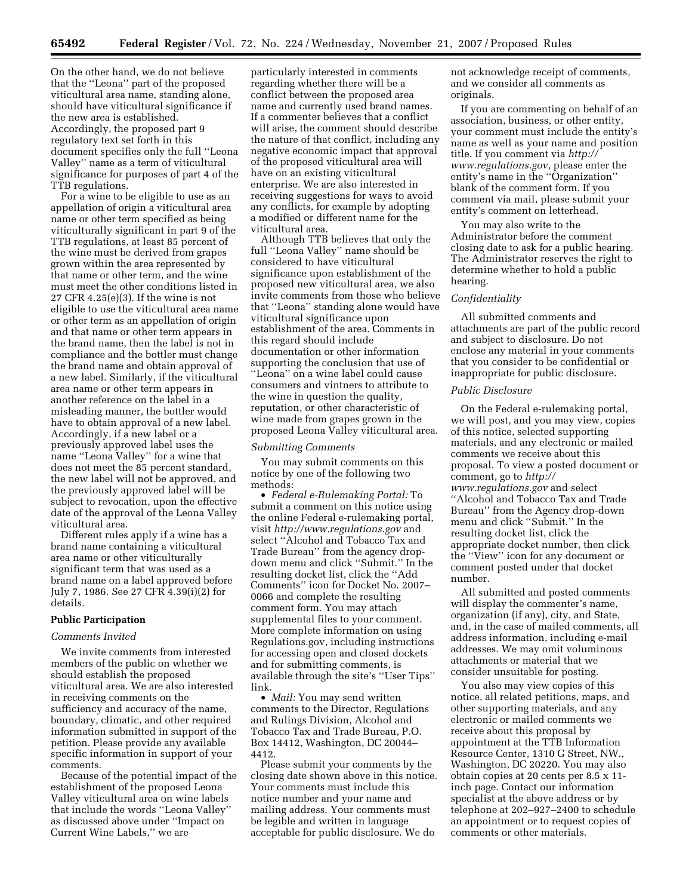On the other hand, we do not believe that the ''Leona'' part of the proposed viticultural area name, standing alone, should have viticultural significance if the new area is established. Accordingly, the proposed part 9 regulatory text set forth in this document specifies only the full ''Leona Valley'' name as a term of viticultural significance for purposes of part 4 of the TTB regulations.

For a wine to be eligible to use as an appellation of origin a viticultural area name or other term specified as being viticulturally significant in part 9 of the TTB regulations, at least 85 percent of the wine must be derived from grapes grown within the area represented by that name or other term, and the wine must meet the other conditions listed in 27 CFR 4.25(e)(3). If the wine is not eligible to use the viticultural area name or other term as an appellation of origin and that name or other term appears in the brand name, then the label is not in compliance and the bottler must change the brand name and obtain approval of a new label. Similarly, if the viticultural area name or other term appears in another reference on the label in a misleading manner, the bottler would have to obtain approval of a new label. Accordingly, if a new label or a previously approved label uses the name ''Leona Valley'' for a wine that does not meet the 85 percent standard, the new label will not be approved, and the previously approved label will be subject to revocation, upon the effective date of the approval of the Leona Valley viticultural area.

Different rules apply if a wine has a brand name containing a viticultural area name or other viticulturally significant term that was used as a brand name on a label approved before July 7, 1986. See 27 CFR 4.39(i)(2) for details.

## Public Participation

### *Comments Invited*

We invite comments from interested members of the public on whether we should establish the proposed viticultural area. We are also interested in receiving comments on the sufficiency and accuracy of the name, boundary, climatic, and other required information submitted in support of the petition. Please provide any available specific information in support of your comments.

Because of the potential impact of the establishment of the proposed Leona Valley viticultural area on wine labels that include the words ''Leona Valley'' as discussed above under ''Impact on Current Wine Labels,'' we are particularly interested in comments regarding whether there will be a conflict between the proposed area name and currently used brand names. If a commenter believes that a conflict will arise, the comment should describe the nature of that conflict, including any negative economic impact that approval of the proposed viticultural area will have on an existing viticultural enterprise. We are also interested in receiving suggestions for ways to avoid any conflicts, for example by adopting a modified or different name for the viticultural area.

Although TTB believes that only the full ''Leona Valley'' name should be considered to have viticultural significance upon establishment of the proposed new viticultural area, we also invite comments from those who believe that ''Leona'' standing alone would have viticultural significance upon establishment of the area. Comments in this regard should include documentation or other information supporting the conclusion that use of ''Leona'' on a wine label could cause consumers and vintners to attribute to the wine in question the quality, reputation, or other characteristic of wine made from grapes grown in the proposed Leona Valley viticultural area.

### *Submitting Comments*

You may submit comments on this notice by one of the following two methods:

- *Federal e-Rulemaking Portal:* To submit a comment on this notice using the online Federal e-rulemaking portal, visit *http://www.regulations.gov* and select ''Alcohol and Tobacco Tax and Trade Bureau'' from the agency drop-down menu and click ''Submit.'' In the resulting docket list, click the ''Add Comments'' icon for Docket No. 2007–0066 and complete the resulting comment form. You may attach supplemental files to your comment. More complete information on using Regulations.gov, including instructions for accessing open and closed dockets and for submitting comments, is available through the site's ''User Tips'' link.
- *Mail:* You may send written comments to the Director, Regulations and Rulings Division, Alcohol and Tobacco Tax and Trade Bureau, P.O. Box 14412, Washington, DC 20044–4412.

Please submit your comments by the closing date shown above in this notice. Your comments must include this notice number and your name and mailing address. Your comments must be legible and written in language acceptable for public disclosure. We do not acknowledge receipt of comments, and we consider all comments as originals.

If you are commenting on behalf of an association, business, or other entity, your comment must include the entity's name as well as your name and position title. If you comment via *http://www.regulations.gov*, please enter the entity's name in the ''Organization'' blank of the comment form. If you comment via mail, please submit your entity's comment on letterhead.

You may also write to the Administrator before the comment closing date to ask for a public hearing. The Administrator reserves the right to determine whether to hold a public hearing.

### *Confidentiality*

All submitted comments and attachments are part of the public record and subject to disclosure. Do not enclose any material in your comments that you consider to be confidential or inappropriate for public disclosure.

### *Public Disclosure*

On the Federal e-rulemaking portal, we will post, and you may view, copies of this notice, selected supporting materials, and any electronic or mailed comments we receive about this proposal. To view a posted document or comment, go to *http://www.regulations.gov* and select ''Alcohol and Tobacco Tax and Trade Bureau'' from the Agency drop-down menu and click ''Submit.'' In the resulting docket list, click the appropriate docket number, then click the ''View'' icon for any document or comment posted under that docket number.

All submitted and posted comments will display the commenter's name, organization (if any), city, and State, and, in the case of mailed comments, all address information, including e-mail addresses. We may omit voluminous attachments or material that we consider unsuitable for posting.

You also may view copies of this notice, all related petitions, maps, and other supporting materials, and any electronic or mailed comments we receive about this proposal by appointment at the TTB Information Resource Center, 1310 G Street, NW., Washington, DC 20220. You may also obtain copies at 20 cents per 8.5 x 11-inch page. Contact our information specialist at the above address or by telephone at 202–927–2400 to schedule an appointment or to request copies of comments or other materials.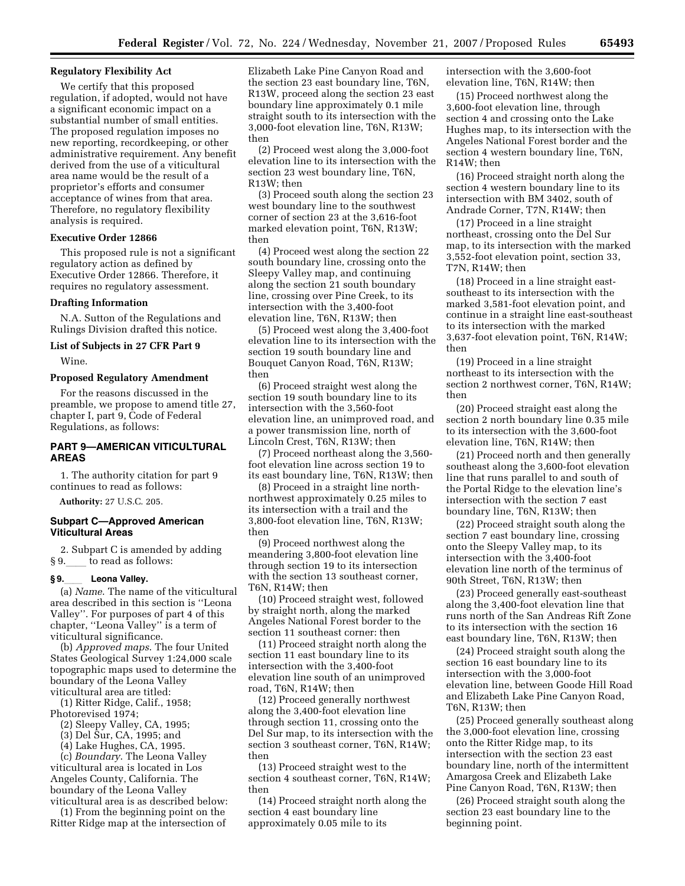### Regulatory Flexibility Act

We certify that this proposed regulation, if adopted, would not have a significant economic impact on a substantial number of small entities. The proposed regulation imposes no new reporting, recordkeeping, or other administrative requirement. Any benefit derived from the use of a viticultural area name would be the result of a proprietor's efforts and consumer acceptance of wines from that area. Therefore, no regulatory flexibility analysis is required.

### Executive Order 12866

This proposed rule is not a significant regulatory action as defined by Executive Order 12866. Therefore, it requires no regulatory assessment.

### Drafting Information

N.A. Sutton of the Regulations and Rulings Division drafted this notice.

### List of Subjects in 27 CFR Part 9

Wine.

### Proposed Regulatory Amendment

For the reasons discussed in the preamble, we propose to amend title 27, chapter I, part 9, Code of Federal Regulations, as follows:

## PART 9—AMERICAN VITICULTURAL AREAS

1. The authority citation for part 9 continues to read as follows:

**Authority:** 27 U.S.C. 205.

### Subpart C—Approved American Viticultural Areas

2. Subpart C is amended by adding § 9.____ to read as follows:

**§ 9.____ Leona Valley.**

(a) *Name.* The name of the viticultural area described in this section is ''Leona Valley''. For purposes of part 4 of this chapter, ''Leona Valley'' is a term of viticultural significance.

(b) *Approved maps.* The four United States Geological Survey 1:24,000 scale topographic maps used to determine the boundary of the Leona Valley viticultural area are titled:

(1) Ritter Ridge, Calif., 1958; Photorevised 1974;

(2) Sleepy Valley, CA, 1995;

(3) Del Sur, CA, 1995; and

(4) Lake Hughes, CA, 1995.

(c) *Boundary.* The Leona Valley viticultural area is located in Los Angeles County, California. The boundary of the Leona Valley viticultural area is as described below:

(1) From the beginning point on the Ritter Ridge map at the intersection of Elizabeth Lake Pine Canyon Road and the section 23 east boundary line, T6N, R13W, proceed along the section 23 east boundary line approximately 0.1 mile straight south to its intersection with the 3,000-foot elevation line, T6N, R13W; then

(2) Proceed west along the 3,000-foot elevation line to its intersection with the section 23 west boundary line, T6N, R13W; then

(3) Proceed south along the section 23 west boundary line to the southwest corner of section 23 at the 3,616-foot marked elevation point, T6N, R13W; then

(4) Proceed west along the section 22 south boundary line, crossing onto the Sleepy Valley map, and continuing along the section 21 south boundary line, crossing over Pine Creek, to its intersection with the 3,400-foot elevation line, T6N, R13W; then

(5) Proceed west along the 3,400-foot elevation line to its intersection with the section 19 south boundary line and Bouquet Canyon Road, T6N, R13W; then

(6) Proceed straight west along the section 19 south boundary line to its intersection with the 3,560-foot elevation line, an unimproved road, and a power transmission line, north of Lincoln Crest, T6N, R13W; then

(7) Proceed northeast along the 3,560-foot elevation line across section 19 to its east boundary line, T6N, R13W; then

(8) Proceed in a straight line north-northwest approximately 0.25 miles to its intersection with a trail and the 3,800-foot elevation line, T6N, R13W; then

(9) Proceed northwest along the meandering 3,800-foot elevation line through section 19 to its intersection with the section 13 southeast corner, T6N, R14W; then

(10) Proceed straight west, followed by straight north, along the marked Angeles National Forest border to the section 11 southeast corner: then

(11) Proceed straight north along the section 11 east boundary line to its intersection with the 3,400-foot elevation line south of an unimproved road, T6N, R14W; then

(12) Proceed generally northwest along the 3,400-foot elevation line through section 11, crossing onto the Del Sur map, to its intersection with the section 3 southeast corner, T6N, R14W; then

(13) Proceed straight west to the section 4 southeast corner, T6N, R14W; then

(14) Proceed straight north along the section 4 east boundary line approximately 0.05 mile to its intersection with the 3,600-foot elevation line, T6N, R14W; then

(15) Proceed northwest along the 3,600-foot elevation line, through section 4 and crossing onto the Lake Hughes map, to its intersection with the Angeles National Forest border and the section 4 western boundary line, T6N, R14W; then

(16) Proceed straight north along the section 4 western boundary line to its intersection with BM 3402, south of Andrade Corner, T7N, R14W; then

(17) Proceed in a line straight northeast, crossing onto the Del Sur map, to its intersection with the marked 3,552-foot elevation point, section 33, T7N, R14W; then

(18) Proceed in a line straight east-southeast to its intersection with the marked 3,581-foot elevation point, and continue in a straight line east-southeast to its intersection with the marked 3,637-foot elevation point, T6N, R14W; then

(19) Proceed in a line straight northeast to its intersection with the section 2 northwest corner, T6N, R14W; then

(20) Proceed straight east along the section 2 north boundary line 0.35 mile to its intersection with the 3,600-foot elevation line, T6N, R14W; then

(21) Proceed north and then generally southeast along the 3,600-foot elevation line that runs parallel to and south of the Portal Ridge to the elevation line's intersection with the section 7 east boundary line, T6N, R13W; then

(22) Proceed straight south along the section 7 east boundary line, crossing onto the Sleepy Valley map, to its intersection with the 3,400-foot elevation line north of the terminus of 90th Street, T6N, R13W; then

(23) Proceed generally east-southeast along the 3,400-foot elevation line that runs north of the San Andreas Rift Zone to its intersection with the section 16 east boundary line, T6N, R13W; then

(24) Proceed straight south along the section 16 east boundary line to its intersection with the 3,000-foot elevation line, between Goode Hill Road and Elizabeth Lake Pine Canyon Road, T6N, R13W; then

(25) Proceed generally southeast along the 3,000-foot elevation line, crossing onto the Ritter Ridge map, to its intersection with the section 23 east boundary line, north of the intermittent Amargosa Creek and Elizabeth Lake Pine Canyon Road, T6N, R13W; then

(26) Proceed straight south along the section 23 east boundary line to the beginning point.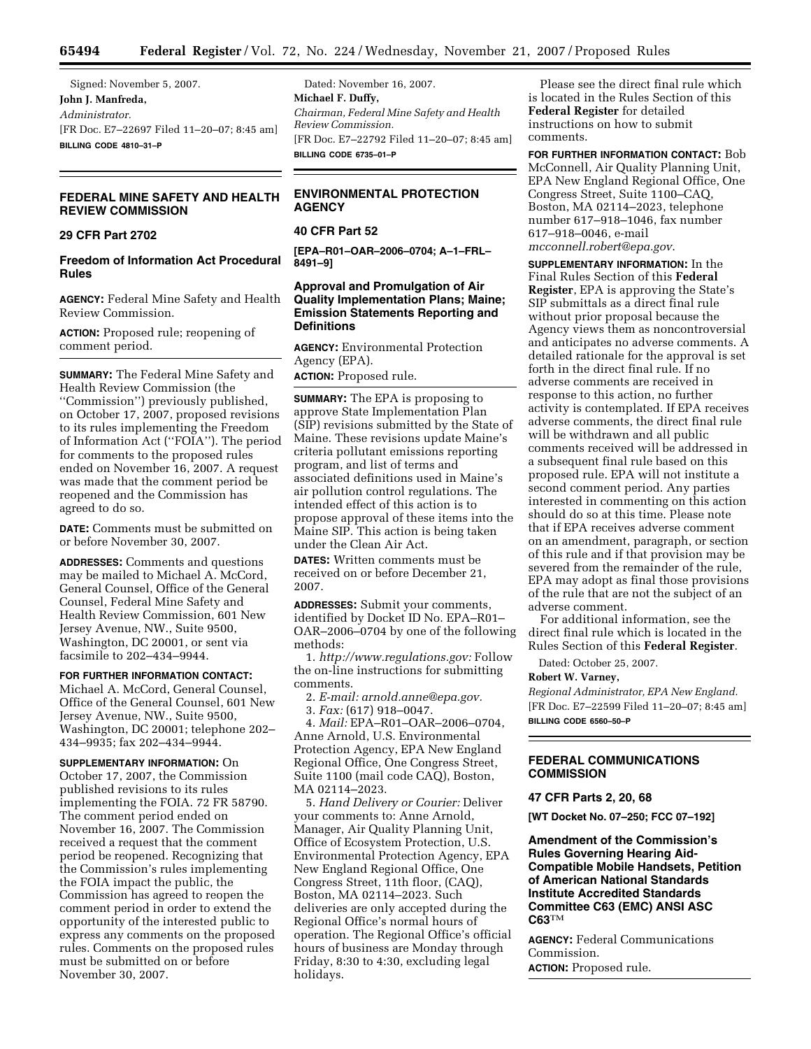Signed: November 5, 2007.

**John J. Manfreda,**

*Administrator.*

[FR Doc. E7–22697 Filed 11–20–07; 8:45 am]

**BILLING CODE 4810–31–P**

## FEDERAL MINE SAFETY AND HEALTH REVIEW COMMISSION

### 29 CFR Part 2702

### Freedom of Information Act Procedural Rules

**AGENCY:** Federal Mine Safety and Health Review Commission.

**ACTION:** Proposed rule; reopening of comment period.

**SUMMARY:** The Federal Mine Safety and Health Review Commission (the ''Commission'') previously published, on October 17, 2007, proposed revisions to its rules implementing the Freedom of Information Act (''FOIA''). The period for comments to the proposed rules ended on November 16, 2007. A request was made that the comment period be reopened and the Commission has agreed to do so.

**DATE:** Comments must be submitted on or before November 30, 2007.

**ADDRESSES:** Comments and questions may be mailed to Michael A. McCord, General Counsel, Office of the General Counsel, Federal Mine Safety and Health Review Commission, 601 New Jersey Avenue, NW., Suite 9500, Washington, DC 20001, or sent via facsimile to 202–434–9944.

**FOR FURTHER INFORMATION CONTACT:** Michael A. McCord, General Counsel, Office of the General Counsel, 601 New Jersey Avenue, NW., Suite 9500, Washington, DC 20001; telephone 202–434–9935; fax 202–434–9944.

**SUPPLEMENTARY INFORMATION:** On October 17, 2007, the Commission published revisions to its rules implementing the FOIA. 72 FR 58790. The comment period ended on November 16, 2007. The Commission received a request that the comment period be reopened. Recognizing that the Commission's rules implementing the FOIA impact the public, the Commission has agreed to reopen the comment period in order to extend the opportunity of the interested public to express any comments on the proposed rules. Comments on the proposed rules must be submitted on or before November 30, 2007.

Dated: November 16, 2007.

**Michael F. Duffy,**

*Chairman, Federal Mine Safety and Health Review Commission.*

[FR Doc. E7–22792 Filed 11–20–07; 8:45 am]

**BILLING CODE 6735–01–P**

## ENVIRONMENTAL PROTECTION AGENCY

### 40 CFR Part 52

**[EPA–R01–OAR–2006–0704; A–1–FRL–8491–9]**

### Approval and Promulgation of Air Quality Implementation Plans; Maine; Emission Statements Reporting and Definitions

**AGENCY:** Environmental Protection Agency (EPA).

**ACTION:** Proposed rule.

**SUMMARY:** The EPA is proposing to approve State Implementation Plan (SIP) revisions submitted by the State of Maine. These revisions update Maine's criteria pollutant emissions reporting program, and list of terms and associated definitions used in Maine's air pollution control regulations. The intended effect of this action is to propose approval of these items into the Maine SIP. This action is being taken under the Clean Air Act.

**DATES:** Written comments must be received on or before December 21, 2007.

**ADDRESSES:** Submit your comments, identified by Docket ID No. EPA–R01–OAR–2006–0704 by one of the following methods:

1. *http://www.regulations.gov:* Follow the on-line instructions for submitting comments.
2. *E-mail: arnold.anne@epa.gov.*
3. *Fax:* (617) 918–0047.
4. *Mail:* EPA–R01–OAR–2006–0704, Anne Arnold, U.S. Environmental Protection Agency, EPA New England Regional Office, One Congress Street, Suite 1100 (mail code CAQ), Boston, MA 02114–2023.
5. *Hand Delivery or Courier:* Deliver your comments to: Anne Arnold, Manager, Air Quality Planning Unit, Office of Ecosystem Protection, U.S. Environmental Protection Agency, EPA New England Regional Office, One Congress Street, 11th floor, (CAQ), Boston, MA 02114–2023. Such deliveries are only accepted during the Regional Office's normal hours of operation. The Regional Office's official hours of business are Monday through Friday, 8:30 to 4:30, excluding legal holidays.

Please see the direct final rule which is located in the Rules Section of this **Federal Register** for detailed instructions on how to submit comments.

**FOR FURTHER INFORMATION CONTACT:** Bob McConnell, Air Quality Planning Unit, EPA New England Regional Office, One Congress Street, Suite 1100–CAQ, Boston, MA 02114–2023, telephone number 617–918–1046, fax number 617–918–0046, e-mail *mcconnell.robert@epa.gov*.

**SUPPLEMENTARY INFORMATION:** In the Final Rules Section of this **Federal Register**, EPA is approving the State's SIP submittals as a direct final rule without prior proposal because the Agency views them as noncontroversial and anticipates no adverse comments. A detailed rationale for the approval is set forth in the direct final rule. If no adverse comments are received in response to this action, no further activity is contemplated. If EPA receives adverse comments, the direct final rule will be withdrawn and all public comments received will be addressed in a subsequent final rule based on this proposed rule. EPA will not institute a second comment period. Any parties interested in commenting on this action should do so at this time. Please note that if EPA receives adverse comment on an amendment, paragraph, or section of this rule and if that provision may be severed from the remainder of the rule, EPA may adopt as final those provisions of the rule that are not the subject of an adverse comment.

For additional information, see the direct final rule which is located in the Rules Section of this **Federal Register**.

Dated: October 25, 2007.

**Robert W. Varney,**

*Regional Administrator, EPA New England.*

[FR Doc. E7–22599 Filed 11–20–07; 8:45 am]

**BILLING CODE 6560–50–P**

## FEDERAL COMMUNICATIONS COMMISSION

### 47 CFR Parts 2, 20, 68

**[WT Docket No. 07–250; FCC 07–192]**

### Amendment of the Commission's Rules Governing Hearing Aid-Compatible Mobile Handsets, Petition of American National Standards Institute Accredited Standards Committee C63 (EMC) ANSI ASC C63™

**AGENCY:** Federal Communications Commission.

**ACTION:** Proposed rule.